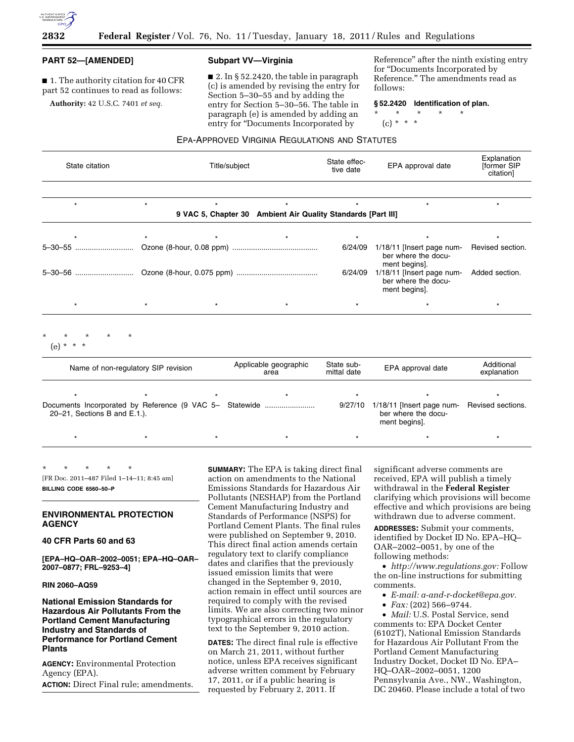## PART 52—[AMENDED]

■ 1. The authority citation for 40 CFR part 52 continues to read as follows:

**Authority:** 42 U.S.C. 7401 *et seq.*

### Subpart VV—Virginia

■ 2. In § 52.2420, the table in paragraph (c) is amended by revising the entry for Section 5–30–55 and by adding the entry for Section 5–30–56. The table in paragraph (e) is amended by adding an entry for "Documents Incorporated by Reference" after the ninth existing entry for "Documents Incorporated by Reference." The amendments read as follows:

**§ 52.2420 Identification of plan.**

\* \* \* \* \*

(c) \* \* \*

EPA-APPROVED VIRGINIA REGULATIONS AND STATUTES

| State citation | Title/subject | State effective date | EPA approval date | Explanation [former SIP citation] |
|---|---|---|---|---|
| * | * | * | * | * |
| | 9 VAC 5, Chapter 30 Ambient Air Quality Standards [Part III] | | | |
| * | * | * | * | * |
| 5–30–55 | Ozone (8-hour, 0.08 ppm) | 6/24/09 | 1/18/11 [Insert page number where the document begins]. | Revised section. |
| 5–30–56 | Ozone (8-hour, 0.075 ppm) | 6/24/09 | 1/18/11 [Insert page number where the document begins]. | Added section. |
| * | * | * | * | * |

\* \* \* \* \*

(e) \* \* \*

| Name of non-regulatory SIP revision | Applicable geographic area | State submittal date | EPA approval date | Additional explanation |
|---|---|---|---|---|
| * | * | * | * | * |
| Documents Incorporated by Reference (9 VAC 5–20–21, Sections B and E.1.). | Statewide | 9/27/10 | 1/18/11 [Insert page number where the document begins]. | Revised sections. |
| * | * | * | * | * |

\* \* \* \* \*

[FR Doc. 2011–487 Filed 1–14–11; 8:45 am]

**BILLING CODE 6560–50–P**

---

## ENVIRONMENTAL PROTECTION AGENCY

### 40 CFR Parts 60 and 63

**[EPA–HQ–OAR–2002–0051; EPA–HQ–OAR–2007–0877; FRL–9253–4]**

**RIN 2060–AQ59**

### National Emission Standards for Hazardous Air Pollutants From the Portland Cement Manufacturing Industry and Standards of Performance for Portland Cement Plants

**AGENCY:** Environmental Protection Agency (EPA).

**ACTION:** Direct Final rule; amendments.

**SUMMARY:** The EPA is taking direct final action on amendments to the National Emissions Standards for Hazardous Air Pollutants (NESHAP) from the Portland Cement Manufacturing Industry and Standards of Performance (NSPS) for Portland Cement Plants. The final rules were published on September 9, 2010. This direct final action amends certain regulatory text to clarify compliance dates and clarifies that the previously issued emission limits that were changed in the September 9, 2010, action remain in effect until sources are required to comply with the revised limits. We are also correcting two minor typographical errors in the regulatory text to the September 9, 2010 action.

**DATES:** The direct final rule is effective on March 21, 2011, without further notice, unless EPA receives significant adverse written comment by February 17, 2011, or if a public hearing is requested by February 2, 2011. If significant adverse comments are received, EPA will publish a timely withdrawal in the **Federal Register** clarifying which provisions will become effective and which provisions are being withdrawn due to adverse comment.

**ADDRESSES:** Submit your comments, identified by Docket ID No. EPA–HQ–OAR–2002–0051, by one of the following methods:

- *http://www.regulations.gov:* Follow the on-line instructions for submitting comments.
- *E-mail: a-and-r-docket@epa.gov.*
- *Fax:* (202) 566–9744.
- *Mail:* U.S. Postal Service, send comments to: EPA Docket Center (6102T), National Emission Standards for Hazardous Air Pollutant From the Portland Cement Manufacturing Industry Docket, Docket ID No. EPA–HQ–OAR–2002–0051, 1200 Pennsylvania Ave., NW., Washington, DC 20460. Please include a total of two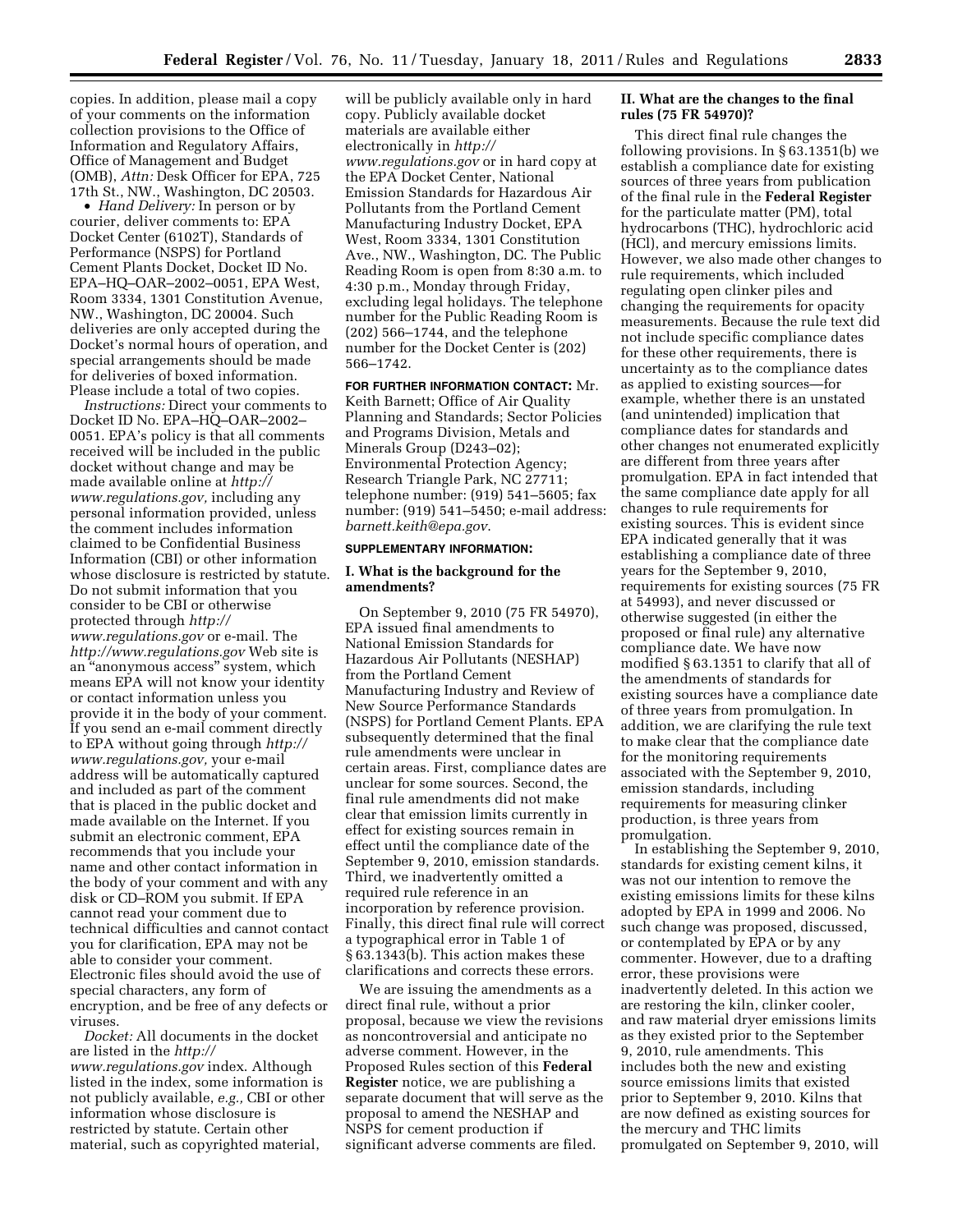copies. In addition, please mail a copy of your comments on the information collection provisions to the Office of Information and Regulatory Affairs, Office of Management and Budget (OMB), *Attn:* Desk Officer for EPA, 725 17th St., NW., Washington, DC 20503.

- *Hand Delivery:* In person or by courier, deliver comments to: EPA Docket Center (6102T), Standards of Performance (NSPS) for Portland Cement Plants Docket, Docket ID No. EPA–HQ–OAR–2002–0051, EPA West, Room 3334, 1301 Constitution Avenue, NW., Washington, DC 20004. Such deliveries are only accepted during the Docket's normal hours of operation, and special arrangements should be made for deliveries of boxed information. Please include a total of two copies.

*Instructions:* Direct your comments to Docket ID No. EPA–HQ–OAR–2002–0051. EPA's policy is that all comments received will be included in the public docket without change and may be made available online at *http://www.regulations.gov,* including any personal information provided, unless the comment includes information claimed to be Confidential Business Information (CBI) or other information whose disclosure is restricted by statute. Do not submit information that you consider to be CBI or otherwise protected through *http://www.regulations.gov* or e-mail. The *http://www.regulations.gov* Web site is an "anonymous access" system, which means EPA will not know your identity or contact information unless you provide it in the body of your comment. If you send an e-mail comment directly to EPA without going through *http://www.regulations.gov,* your e-mail address will be automatically captured and included as part of the comment that is placed in the public docket and made available on the Internet. If you submit an electronic comment, EPA recommends that you include your name and other contact information in the body of your comment and with any disk or CD–ROM you submit. If EPA cannot read your comment due to technical difficulties and cannot contact you for clarification, EPA may not be able to consider your comment. Electronic files should avoid the use of special characters, any form of encryption, and be free of any defects or viruses.

*Docket:* All documents in the docket are listed in the *http://www.regulations.gov* index. Although listed in the index, some information is not publicly available, *e.g.,* CBI or other information whose disclosure is restricted by statute. Certain other material, such as copyrighted material, will be publicly available only in hard copy. Publicly available docket materials are available either electronically in *http://www.regulations.gov* or in hard copy at the EPA Docket Center, National Emission Standards for Hazardous Air Pollutants from the Portland Cement Manufacturing Industry Docket, EPA West, Room 3334, 1301 Constitution Ave., NW., Washington, DC. The Public Reading Room is open from 8:30 a.m. to 4:30 p.m., Monday through Friday, excluding legal holidays. The telephone number for the Public Reading Room is (202) 566–1744, and the telephone number for the Docket Center is (202) 566–1742.

**FOR FURTHER INFORMATION CONTACT:** Mr. Keith Barnett; Office of Air Quality Planning and Standards; Sector Policies and Programs Division, Metals and Minerals Group (D243–02); Environmental Protection Agency; Research Triangle Park, NC 27711; telephone number: (919) 541–5605; fax number: (919) 541–5450; e-mail address: *barnett.keith@epa.gov*.

**SUPPLEMENTARY INFORMATION:**

## I. What is the background for the amendments?

On September 9, 2010 (75 FR 54970), EPA issued final amendments to National Emission Standards for Hazardous Air Pollutants (NESHAP) from the Portland Cement Manufacturing Industry and Review of New Source Performance Standards (NSPS) for Portland Cement Plants. EPA subsequently determined that the final rule amendments were unclear in certain areas. First, compliance dates are unclear for some sources. Second, the final rule amendments did not make clear that emission limits currently in effect for existing sources remain in effect until the compliance date of the September 9, 2010, emission standards. Third, we inadvertently omitted a required rule reference in an incorporation by reference provision. Finally, this direct final rule will correct a typographical error in Table 1 of § 63.1343(b). This action makes these clarifications and corrects these errors.

We are issuing the amendments as a direct final rule, without a prior proposal, because we view the revisions as noncontroversial and anticipate no adverse comment. However, in the Proposed Rules section of this **Federal Register** notice, we are publishing a separate document that will serve as the proposal to amend the NESHAP and NSPS for cement production if significant adverse comments are filed.

## II. What are the changes to the final rules (75 FR 54970)?

This direct final rule changes the following provisions. In § 63.1351(b) we establish a compliance date for existing sources of three years from publication of the final rule in the **Federal Register** for the particulate matter (PM), total hydrocarbons (THC), hydrochloric acid (HCl), and mercury emissions limits. However, we also made other changes to rule requirements, which included regulating open clinker piles and changing the requirements for opacity measurements. Because the rule text did not include specific compliance dates for these other requirements, there is uncertainty as to the compliance dates as applied to existing sources—for example, whether there is an unstated (and unintended) implication that compliance dates for standards and other changes not enumerated explicitly are different from three years after promulgation. EPA in fact intended that the same compliance date apply for all changes to rule requirements for existing sources. This is evident since EPA indicated generally that it was establishing a compliance date of three years for the September 9, 2010, requirements for existing sources (75 FR at 54993), and never discussed or otherwise suggested (in either the proposed or final rule) any alternative compliance date. We have now modified § 63.1351 to clarify that all of the amendments of standards for existing sources have a compliance date of three years from promulgation. In addition, we are clarifying the rule text to make clear that the compliance date for the monitoring requirements associated with the September 9, 2010, emission standards, including requirements for measuring clinker production, is three years from promulgation.

In establishing the September 9, 2010, standards for existing cement kilns, it was not our intention to remove the existing emissions limits for these kilns adopted by EPA in 1999 and 2006. No such change was proposed, discussed, or contemplated by EPA or by any commenter. However, due to a drafting error, these provisions were inadvertently deleted. In this action we are restoring the kiln, clinker cooler, and raw material dryer emissions limits as they existed prior to the September 9, 2010, rule amendments. This includes both the new and existing source emissions limits that existed prior to September 9, 2010. Kilns that are now defined as existing sources for the mercury and THC limits promulgated on September 9, 2010, will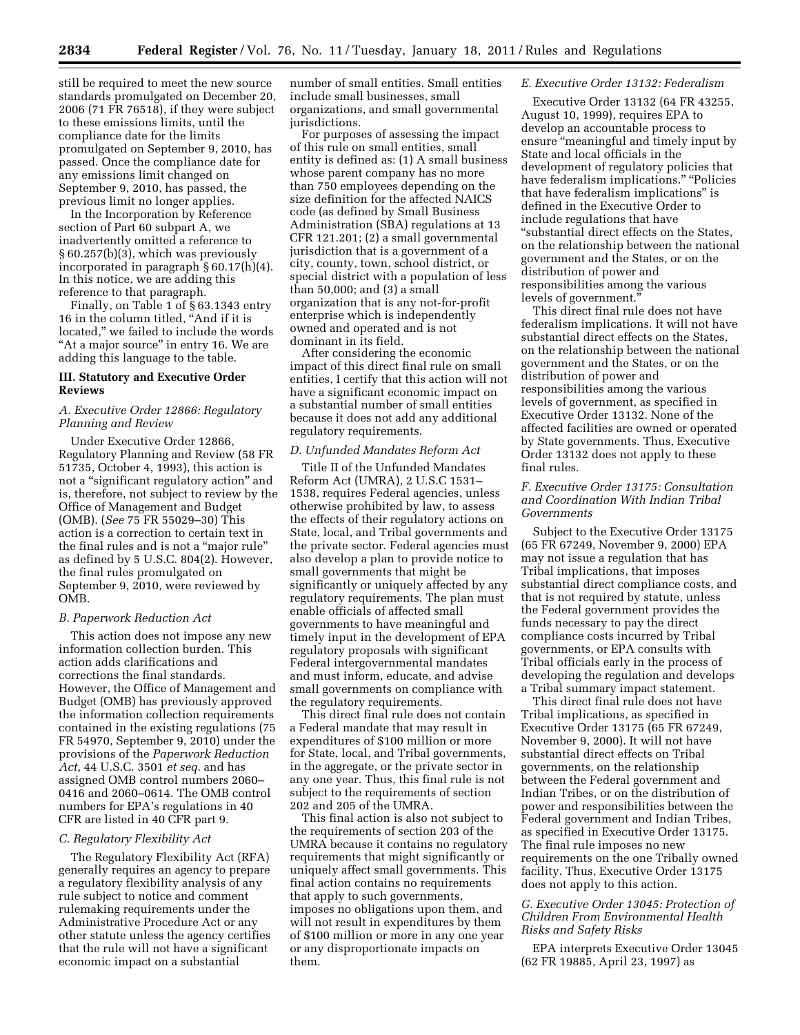still be required to meet the new source standards promulgated on December 20, 2006 (71 FR 76518), if they were subject to these emissions limits, until the compliance date for the limits promulgated on September 9, 2010, has passed. Once the compliance date for any emissions limit changed on September 9, 2010, has passed, the previous limit no longer applies.

In the Incorporation by Reference section of Part 60 subpart A, we inadvertently omitted a reference to § 60.257(b)(3), which was previously incorporated in paragraph § 60.17(h)(4). In this notice, we are adding this reference to that paragraph.

Finally, on Table 1 of § 63.1343 entry 16 in the column titled, "And if it is located," we failed to include the words "At a major source" in entry 16. We are adding this language to the table.

## III. Statutory and Executive Order Reviews

### *A. Executive Order 12866: Regulatory Planning and Review*

Under Executive Order 12866, Regulatory Planning and Review (58 FR 51735, October 4, 1993), this action is not a "significant regulatory action" and is, therefore, not subject to review by the Office of Management and Budget (OMB). (*See* 75 FR 55029–30) This action is a correction to certain text in the final rules and is not a "major rule" as defined by 5 U.S.C. 804(2). However, the final rules promulgated on September 9, 2010, were reviewed by OMB.

### *B. Paperwork Reduction Act*

This action does not impose any new information collection burden. This action adds clarifications and corrections the final standards. However, the Office of Management and Budget (OMB) has previously approved the information collection requirements contained in the existing regulations (75 FR 54970, September 9, 2010) under the provisions of the *Paperwork Reduction Act,* 44 U.S.C. 3501 *et seq.* and has assigned OMB control numbers 2060–0416 and 2060–0614. The OMB control numbers for EPA's regulations in 40 CFR are listed in 40 CFR part 9.

### *C. Regulatory Flexibility Act*

The Regulatory Flexibility Act (RFA) generally requires an agency to prepare a regulatory flexibility analysis of any rule subject to notice and comment rulemaking requirements under the Administrative Procedure Act or any other statute unless the agency certifies that the rule will not have a significant economic impact on a substantial number of small entities. Small entities include small businesses, small organizations, and small governmental jurisdictions.

For purposes of assessing the impact of this rule on small entities, small entity is defined as: (1) A small business whose parent company has no more than 750 employees depending on the size definition for the affected NAICS code (as defined by Small Business Administration (SBA) regulations at 13 CFR 121.201; (2) a small governmental jurisdiction that is a government of a city, county, town, school district, or special district with a population of less than 50,000; and (3) a small organization that is any not-for-profit enterprise which is independently owned and operated and is not dominant in its field.

After considering the economic impact of this direct final rule on small entities, I certify that this action will not have a significant economic impact on a substantial number of small entities because it does not add any additional regulatory requirements.

### *D. Unfunded Mandates Reform Act*

Title II of the Unfunded Mandates Reform Act (UMRA), 2 U.S.C 1531–1538, requires Federal agencies, unless otherwise prohibited by law, to assess the effects of their regulatory actions on State, local, and Tribal governments and the private sector. Federal agencies must also develop a plan to provide notice to small governments that might be significantly or uniquely affected by any regulatory requirements. The plan must enable officials of affected small governments to have meaningful and timely input in the development of EPA regulatory proposals with significant Federal intergovernmental mandates and must inform, educate, and advise small governments on compliance with the regulatory requirements.

This direct final rule does not contain a Federal mandate that may result in expenditures of $100 million or more for State, local, and Tribal governments, in the aggregate, or the private sector in any one year. Thus, this final rule is not subject to the requirements of section 202 and 205 of the UMRA.

This final action is also not subject to the requirements of section 203 of the UMRA because it contains no regulatory requirements that might significantly or uniquely affect small governments. This final action contains no requirements that apply to such governments, imposes no obligations upon them, and will not result in expenditures by them of $100 million or more in any one year or any disproportionate impacts on them.

### *E. Executive Order 13132: Federalism*

Executive Order 13132 (64 FR 43255, August 10, 1999), requires EPA to develop an accountable process to ensure "meaningful and timely input by State and local officials in the development of regulatory policies that have federalism implications." "Policies that have federalism implications" is defined in the Executive Order to include regulations that have "substantial direct effects on the States, on the relationship between the national government and the States, or on the distribution of power and responsibilities among the various levels of government."

This direct final rule does not have federalism implications. It will not have substantial direct effects on the States, on the relationship between the national government and the States, or on the distribution of power and responsibilities among the various levels of government, as specified in Executive Order 13132. None of the affected facilities are owned or operated by State governments. Thus, Executive Order 13132 does not apply to these final rules.

### *F. Executive Order 13175: Consultation and Coordination With Indian Tribal Governments*

Subject to the Executive Order 13175 (65 FR 67249, November 9, 2000) EPA may not issue a regulation that has Tribal implications, that imposes substantial direct compliance costs, and that is not required by statute, unless the Federal government provides the funds necessary to pay the direct compliance costs incurred by Tribal governments, or EPA consults with Tribal officials early in the process of developing the regulation and develops a Tribal summary impact statement.

This direct final rule does not have Tribal implications, as specified in Executive Order 13175 (65 FR 67249, November 9, 2000). It will not have substantial direct effects on Tribal governments, on the relationship between the Federal government and Indian Tribes, or on the distribution of power and responsibilities between the Federal government and Indian Tribes, as specified in Executive Order 13175. The final rule imposes no new requirements on the one Tribally owned facility. Thus, Executive Order 13175 does not apply to this action.

### *G. Executive Order 13045: Protection of Children From Environmental Health and Safety Risks*

EPA interprets Executive Order 13045 (62 FR 19885, April 23, 1997) as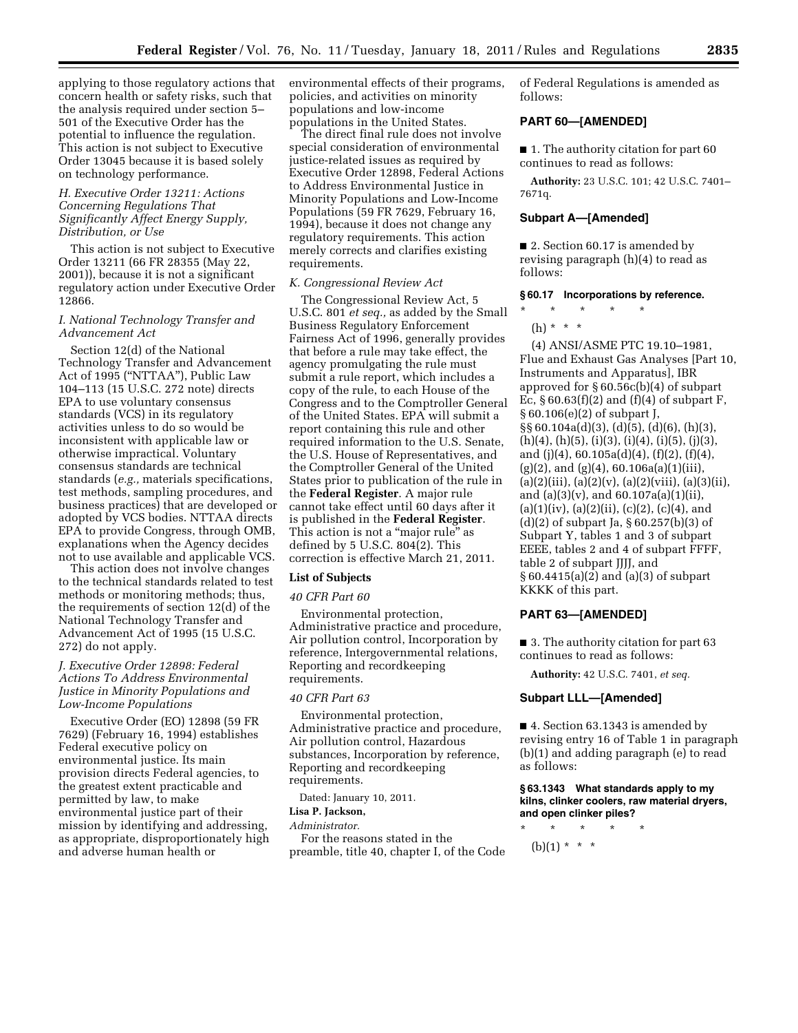applying to those regulatory actions that concern health or safety risks, such that the analysis required under section 5–501 of the Executive Order has the potential to influence the regulation. This action is not subject to Executive Order 13045 because it is based solely on technology performance.

### *H. Executive Order 13211: Actions Concerning Regulations That Significantly Affect Energy Supply, Distribution, or Use*

This action is not subject to Executive Order 13211 (66 FR 28355 (May 22, 2001)), because it is not a significant regulatory action under Executive Order 12866.

### *I. National Technology Transfer and Advancement Act*

Section 12(d) of the National Technology Transfer and Advancement Act of 1995 ("NTTAA"), Public Law 104–113 (15 U.S.C. 272 note) directs EPA to use voluntary consensus standards (VCS) in its regulatory activities unless to do so would be inconsistent with applicable law or otherwise impractical. Voluntary consensus standards are technical standards (*e.g.,* materials specifications, test methods, sampling procedures, and business practices) that are developed or adopted by VCS bodies. NTTAA directs EPA to provide Congress, through OMB, explanations when the Agency decides not to use available and applicable VCS.

This action does not involve changes to the technical standards related to test methods or monitoring methods; thus, the requirements of section 12(d) of the National Technology Transfer and Advancement Act of 1995 (15 U.S.C. 272) do not apply.

### *J. Executive Order 12898: Federal Actions To Address Environmental Justice in Minority Populations and Low-Income Populations*

Executive Order (EO) 12898 (59 FR 7629) (February 16, 1994) establishes Federal executive policy on environmental justice. Its main provision directs Federal agencies, to the greatest extent practicable and permitted by law, to make environmental justice part of their mission by identifying and addressing, as appropriate, disproportionately high and adverse human health or environmental effects of their programs, policies, and activities on minority populations and low-income populations in the United States.

The direct final rule does not involve special consideration of environmental justice-related issues as required by Executive Order 12898, Federal Actions to Address Environmental Justice in Minority Populations and Low-Income Populations (59 FR 7629, February 16, 1994), because it does not change any regulatory requirements. This action merely corrects and clarifies existing requirements.

### *K. Congressional Review Act*

The Congressional Review Act, 5 U.S.C. 801 *et seq.,* as added by the Small Business Regulatory Enforcement Fairness Act of 1996, generally provides that before a rule may take effect, the agency promulgating the rule must submit a rule report, which includes a copy of the rule, to each House of the Congress and to the Comptroller General of the United States. EPA will submit a report containing this rule and other required information to the U.S. Senate, the U.S. House of Representatives, and the Comptroller General of the United States prior to publication of the rule in the **Federal Register**. A major rule cannot take effect until 60 days after it is published in the **Federal Register**. This action is not a "major rule" as defined by 5 U.S.C. 804(2). This correction is effective March 21, 2011.

### List of Subjects

*40 CFR Part 60*

Environmental protection, Administrative practice and procedure, Air pollution control, Incorporation by reference, Intergovernmental relations, Reporting and recordkeeping requirements.

*40 CFR Part 63*

Environmental protection, Administrative practice and procedure, Air pollution control, Hazardous substances, Incorporation by reference, Reporting and recordkeeping requirements.

Dated: January 10, 2011.

**Lisa P. Jackson,**

*Administrator.*

For the reasons stated in the preamble, title 40, chapter I, of the Code of Federal Regulations is amended as follows:

## PART 60—[AMENDED]

■ 1. The authority citation for part 60 continues to read as follows:

**Authority:** 23 U.S.C. 101; 42 U.S.C. 7401–7671q.

### Subpart A—[Amended]

■ 2. Section 60.17 is amended by revising paragraph (h)(4) to read as follows:

#### § 60.17 Incorporations by reference.

\* \* \* \* \*

(h) \* \* \*

(4) ANSI/ASME PTC 19.10–1981, Flue and Exhaust Gas Analyses [Part 10, Instruments and Apparatus], IBR approved for § 60.56c(b)(4) of subpart Ec, § 60.63(f)(2) and (f)(4) of subpart F, § 60.106(e)(2) of subpart J, §§ 60.104a(d)(3), (d)(5), (d)(6), (h)(3), (h)(4), (h)(5), (i)(3), (i)(4), (i)(5), (j)(3), and (j)(4), 60.105a(d)(4), (f)(2), (f)(4), (g)(2), and (g)(4), 60.106a(a)(1)(iii), (a)(2)(iii), (a)(2)(v), (a)(2)(viii), (a)(3)(ii), and (a)(3)(v), and 60.107a(a)(1)(ii), (a)(1)(iv), (a)(2)(ii), (c)(2), (c)(4), and (d)(2) of subpart Ja, § 60.257(b)(3) of Subpart Y, tables 1 and 3 of subpart EEEE, tables 2 and 4 of subpart FFFF, table 2 of subpart JJJJ, and § 60.4415(a)(2) and (a)(3) of subpart KKKK of this part.

## PART 63—[AMENDED]

■ 3. The authority citation for part 63 continues to read as follows:

**Authority:** 42 U.S.C. 7401, *et seq.*

### Subpart LLL—[Amended]

■ 4. Section 63.1343 is amended by revising entry 16 of Table 1 in paragraph (b)(1) and adding paragraph (e) to read as follows:

#### § 63.1343 What standards apply to my kilns, clinker coolers, raw material dryers, and open clinker piles?

\* \* \* \* \*

(b)(1) \* \* \*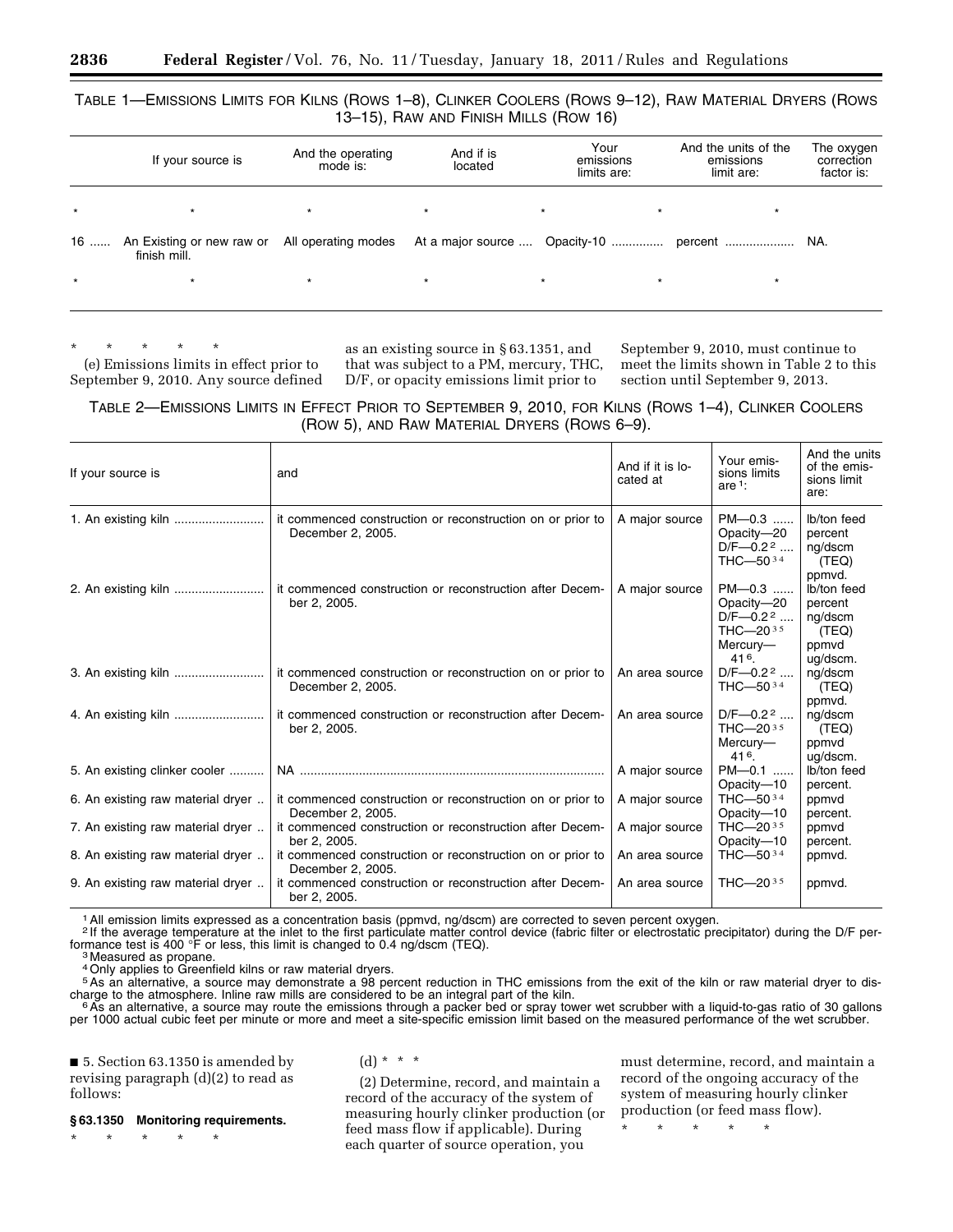TABLE 1—EMISSIONS LIMITS FOR KILNS (ROWS 1–8), CLINKER COOLERS (ROWS 9–12), RAW MATERIAL DRYERS (ROWS 13–15), RAW AND FINISH MILLS (ROW 16)

| | If your source is | And the operating mode is: | And if is located | Your emissions limits are: | And the units of the emissions limit are: | The oxygen correction factor is: |
|---|---|---|---|---|---|---|
| * | * | * | * | * | * | * |
| 16 ...... | An Existing or new raw or finish mill. | All operating modes | At a major source .... | Opacity-10 .............. | percent .................... | NA. |
| * | * | * | * | * | * | * |

\* \* \* \* \*

(e) Emissions limits in effect prior to September 9, 2010. Any source defined as an existing source in § 63.1351, and that was subject to a PM, mercury, THC, D/F, or opacity emissions limit prior to September 9, 2010, must continue to meet the limits shown in Table 2 to this section until September 9, 2013.

TABLE 2—EMISSIONS LIMITS IN EFFECT PRIOR TO SEPTEMBER 9, 2010, FOR KILNS (ROWS 1–4), CLINKER COOLERS (ROW 5), AND RAW MATERIAL DRYERS (ROWS 6–9).

| If your source is | and | And if it is located at | Your emissions limits are [1]: | And the units of the emissions limit are: |
|---|---|---|---|---|
| 1. An existing kiln .......................... | it commenced construction or reconstruction on or prior to December 2, 2005. | A major source | PM—0.3 ......<br>Opacity—20<br>D/F—0.2 [2] ....<br>THC—50 [3 4] | lb/ton feed<br>percent<br>ng/dscm (TEQ)<br>ppmvd. |
| 2. An existing kiln .......................... | it commenced construction or reconstruction after December 2, 2005. | A major source | PM—0.3 ......<br>Opacity—20<br>D/F—0.2 [2] ....<br>THC—20 [3 5]<br>Mercury—41 [6]. | lb/ton feed<br>percent<br>ng/dscm (TEQ)<br>ppmvd<br>ug/dscm. |
| 3. An existing kiln .......................... | it commenced construction or reconstruction on or prior to December 2, 2005. | An area source | D/F—0.2 [2] ....<br>THC—50 [3 4] | ng/dscm (TEQ)<br>ppmvd. |
| 4. An existing kiln .......................... | it commenced construction or reconstruction after December 2, 2005. | An area source | D/F—0.2 [2] ....<br>THC—20 [3 5]<br>Mercury—41 [6]. | ng/dscm (TEQ)<br>ppmvd<br>ug/dscm. |
| 5. An existing clinker cooler .......... | NA ....................................................................................... | A major source | PM—0.1 ......<br>Opacity—10 | lb/ton feed<br>percent. |
| 6. An existing raw material dryer .. | it commenced construction or reconstruction on or prior to December 2, 2005. | A major source | THC—50 [3 4]<br>Opacity—10 | ppmvd<br>percent. |
| 7. An existing raw material dryer .. | it commenced construction or reconstruction after December 2, 2005. | A major source | THC—20 [3 5]<br>Opacity—10 | ppmvd<br>percent. |
| 8. An existing raw material dryer .. | it commenced construction or reconstruction on or prior to December 2, 2005. | An area source | THC—50 [3 4] | ppmvd. |
| 9. An existing raw material dryer .. | it commenced construction or reconstruction after December 2, 2005. | An area source | THC—20 [3 5] | ppmvd. |

[1] All emission limits expressed as a concentration basis (ppmvd, ng/dscm) are corrected to seven percent oxygen.

[2] If the average temperature at the inlet to the first particulate matter control device (fabric filter or electrostatic precipitator) during the D/F performance test is 400 °F or less, this limit is changed to 0.4 ng/dscm (TEQ).

[3] Measured as propane.

[4] Only applies to Greenfield kilns or raw material dryers.

[5] As an alternative, a source may demonstrate a 98 percent reduction in THC emissions from the exit of the kiln or raw material dryer to discharge to the atmosphere. Inline raw mills are considered to be an integral part of the kiln.

[6] As an alternative, a source may route the emissions through a packer bed or spray tower wet scrubber with a liquid-to-gas ratio of 30 gallons per 1000 actual cubic feet per minute or more and meet a site-specific emission limit based on the measured performance of the wet scrubber.

■ 5. Section 63.1350 is amended by revising paragraph (d)(2) to read as follows:

**§ 63.1350 Monitoring requirements.**

\* \* \* \* \*

(d) \* \* \*

(2) Determine, record, and maintain a record of the accuracy of the system of measuring hourly clinker production (or feed mass flow if applicable). During each quarter of source operation, you must determine, record, and maintain a record of the ongoing accuracy of the system of measuring hourly clinker production (or feed mass flow).

\* \* \* \* \*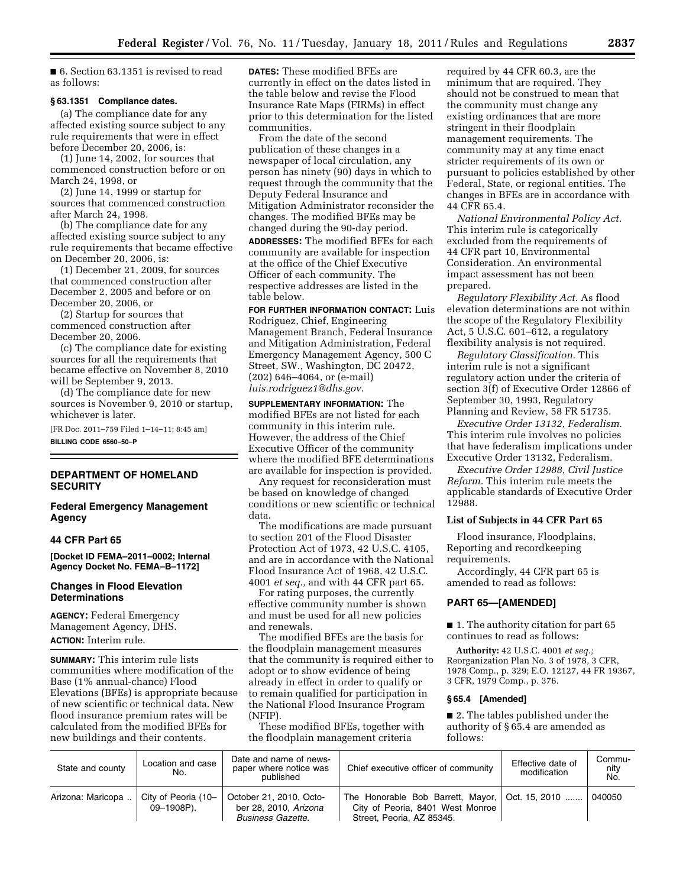■ 6. Section 63.1351 is revised to read as follows:

**§ 63.1351 Compliance dates.**

(a) The compliance date for any affected existing source subject to any rule requirements that were in effect before December 20, 2006, is:

(1) June 14, 2002, for sources that commenced construction before or on March 24, 1998, or

(2) June 14, 1999 or startup for sources that commenced construction after March 24, 1998.

(b) The compliance date for any affected existing source subject to any rule requirements that became effective on December 20, 2006, is:

(1) December 21, 2009, for sources that commenced construction after December 2, 2005 and before or on December 20, 2006, or

(2) Startup for sources that commenced construction after December 20, 2006.

(c) The compliance date for existing sources for all the requirements that became effective on November 8, 2010 will be September 9, 2013.

(d) The compliance date for new sources is November 9, 2010 or startup, whichever is later.

[FR Doc. 2011–759 Filed 1–14–11; 8:45 am]

**BILLING CODE 6560–50–P**

---

## DEPARTMENT OF HOMELAND SECURITY

### Federal Emergency Management Agency

### 44 CFR Part 65

**[Docket ID FEMA–2011–0002; Internal Agency Docket No. FEMA–B–1172]**

### Changes in Flood Elevation Determinations

**AGENCY:** Federal Emergency Management Agency, DHS.

**ACTION:** Interim rule.

**SUMMARY:** This interim rule lists communities where modification of the Base (1% annual-chance) Flood Elevations (BFEs) is appropriate because of new scientific or technical data. New flood insurance premium rates will be calculated from the modified BFEs for new buildings and their contents.

**DATES:** These modified BFEs are currently in effect on the dates listed in the table below and revise the Flood Insurance Rate Maps (FIRMs) in effect prior to this determination for the listed communities.

From the date of the second publication of these changes in a newspaper of local circulation, any person has ninety (90) days in which to request through the community that the Deputy Federal Insurance and Mitigation Administrator reconsider the changes. The modified BFEs may be changed during the 90-day period.

**ADDRESSES:** The modified BFEs for each community are available for inspection at the office of the Chief Executive Officer of each community. The respective addresses are listed in the table below.

**FOR FURTHER INFORMATION CONTACT:** Luis Rodriguez, Chief, Engineering Management Branch, Federal Insurance and Mitigation Administration, Federal Emergency Management Agency, 500 C Street, SW., Washington, DC 20472, (202) 646–4064, or (e-mail) *luis.rodriguez1@dhs.gov.*

**SUPPLEMENTARY INFORMATION:** The modified BFEs are not listed for each community in this interim rule. However, the address of the Chief Executive Officer of the community where the modified BFE determinations are available for inspection is provided.

Any request for reconsideration must be based on knowledge of changed conditions or new scientific or technical data.

The modifications are made pursuant to section 201 of the Flood Disaster Protection Act of 1973, 42 U.S.C. 4105, and are in accordance with the National Flood Insurance Act of 1968, 42 U.S.C. 4001 *et seq.,* and with 44 CFR part 65.

For rating purposes, the currently effective community number is shown and must be used for all new policies and renewals.

The modified BFEs are the basis for the floodplain management measures that the community is required either to adopt or to show evidence of being already in effect in order to qualify or to remain qualified for participation in the National Flood Insurance Program (NFIP).

These modified BFEs, together with the floodplain management criteria required by 44 CFR 60.3, are the minimum that are required. They should not be construed to mean that the community must change any existing ordinances that are more stringent in their floodplain management requirements. The community may at any time enact stricter requirements of its own or pursuant to policies established by other Federal, State, or regional entities. The changes in BFEs are in accordance with 44 CFR 65.4.

*National Environmental Policy Act.* This interim rule is categorically excluded from the requirements of 44 CFR part 10, Environmental Consideration. An environmental impact assessment has not been prepared.

*Regulatory Flexibility Act.* As flood elevation determinations are not within the scope of the Regulatory Flexibility Act, 5 U.S.C. 601–612, a regulatory flexibility analysis is not required.

*Regulatory Classification.* This interim rule is not a significant regulatory action under the criteria of section 3(f) of Executive Order 12866 of September 30, 1993, Regulatory Planning and Review, 58 FR 51735.

*Executive Order 13132, Federalism.* This interim rule involves no policies that have federalism implications under Executive Order 13132, Federalism.

*Executive Order 12988, Civil Justice Reform.* This interim rule meets the applicable standards of Executive Order 12988.

### List of Subjects in 44 CFR Part 65

Flood insurance, Floodplains, Reporting and recordkeeping requirements.

Accordingly, 44 CFR part 65 is amended to read as follows:

### PART 65—[AMENDED]

■ 1. The authority citation for part 65 continues to read as follows:

**Authority:** 42 U.S.C. 4001 *et seq.;* Reorganization Plan No. 3 of 1978, 3 CFR, 1978 Comp., p. 329; E.O. 12127, 44 FR 19367, 3 CFR, 1979 Comp., p. 376.

**§ 65.4 [Amended]**

■ 2. The tables published under the authority of § 65.4 are amended as follows:

| State and county | Location and case No. | Date and name of newspaper where notice was published | Chief executive officer of community | Effective date of modification | Community No. |
|---|---|---|---|---|---|
| Arizona: Maricopa .. | City of Peoria (10–09–1908P). | October 21, 2010, October 28, 2010, *Arizona Business Gazette*. | The Honorable Bob Barrett, Mayor, City of Peoria, 8401 West Monroe Street, Peoria, AZ 85345. | Oct. 15, 2010 ....... | 040050 |